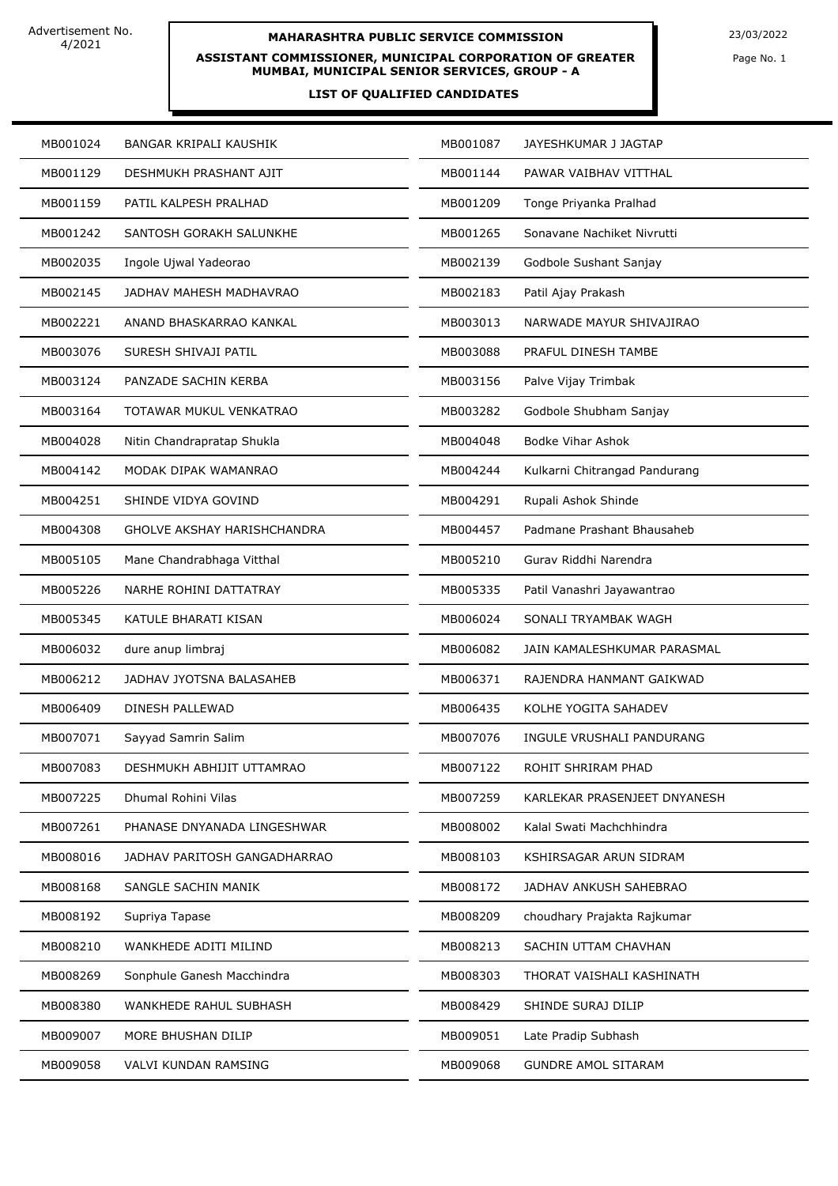Advertisement No. 4/2021

**MAHARASHTRA PUBLIC SERVICE COMMISSION**

**ASSISTANT COMMISSIONER, MUNICIPAL CORPORATION OF GREATER MUMBAI, MUNICIPAL SENIOR SERVICES, GROUP - A**

**LIST OF QUALIFIED CANDIDATES**

23/03/2022

| | | | |
|---|---|---|---|
| MB001024 | BANGAR KRIPALI KAUSHIK | MB001087 | JAYESHKUMAR J JAGTAP |
| MB001129 | DESHMUKH PRASHANT AJIT | MB001144 | PAWAR VAIBHAV VITTHAL |
| MB001159 | PATIL KALPESH PRALHAD | MB001209 | Tonge Priyanka Pralhad |
| MB001242 | SANTOSH GORAKH SALUNKHE | MB001265 | Sonavane Nachiket Nivrutti |
| MB002035 | Ingole Ujwal Yadeorao | MB002139 | Godbole Sushant Sanjay |
| MB002145 | JADHAV MAHESH MADHAVRAO | MB002183 | Patil Ajay Prakash |
| MB002221 | ANAND BHASKARRAO KANKAL | MB003013 | NARWADE MAYUR SHIVAJIRAO |
| MB003076 | SURESH SHIVAJI PATIL | MB003088 | PRAFUL DINESH TAMBE |
| MB003124 | PANZADE SACHIN KERBA | MB003156 | Palve Vijay Trimbak |
| MB003164 | TOTAWAR MUKUL VENKATRAO | MB003282 | Godbole Shubham Sanjay |
| MB004028 | Nitin Chandrapratap Shukla | MB004048 | Bodke Vihar Ashok |
| MB004142 | MODAK DIPAK WAMANRAO | MB004244 | Kulkarni Chitrangad Pandurang |
| MB004251 | SHINDE VIDYA GOVIND | MB004291 | Rupali Ashok Shinde |
| MB004308 | GHOLVE AKSHAY HARISHCHANDRA | MB004457 | Padmane Prashant Bhausaheb |
| MB005105 | Mane Chandrabhaga Vitthal | MB005210 | Gurav Riddhi Narendra |
| MB005226 | NARHE ROHINI DATTATRAY | MB005335 | Patil Vanashri Jayawantrao |
| MB005345 | KATULE BHARATI KISAN | MB006024 | SONALI TRYAMBAK WAGH |
| MB006032 | dure anup limbraj | MB006082 | JAIN KAMALESHKUMAR PARASMAL |
| MB006212 | JADHAV JYOTSNA BALASAHEB | MB006371 | RAJENDRA HANMANT GAIKWAD |
| MB006409 | DINESH PALLEWAD | MB006435 | KOLHE YOGITA SAHADEV |
| MB007071 | Sayyad Samrin Salim | MB007076 | INGULE VRUSHALI PANDURANG |
| MB007083 | DESHMUKH ABHIJIT UTTAMRAO | MB007122 | ROHIT SHRIRAM PHAD |
| MB007225 | Dhumal Rohini Vilas | MB007259 | KARLEKAR PRASENJEET DNYANESH |
| MB007261 | PHANASE DNYANADA LINGESHWAR | MB008002 | Kalal Swati Machchhindra |
| MB008016 | JADHAV PARITOSH GANGADHARRAO | MB008103 | KSHIRSAGAR ARUN SIDRAM |
| MB008168 | SANGLE SACHIN MANIK | MB008172 | JADHAV ANKUSH SAHEBRAO |
| MB008192 | Supriya Tapase | MB008209 | choudhary Prajakta Rajkumar |
| MB008210 | WANKHEDE ADITI MILIND | MB008213 | SACHIN UTTAM CHAVHAN |
| MB008269 | Sonphule Ganesh Macchindra | MB008303 | THORAT VAISHALI KASHINATH |
| MB008380 | WANKHEDE RAHUL SUBHASH | MB008429 | SHINDE SURAJ DILIP |
| MB009007 | MORE BHUSHAN DILIP | MB009051 | Late Pradip Subhash |
| MB009058 | VALVI KUNDAN RAMSING | MB009068 | GUNDRE AMOL SITARAM |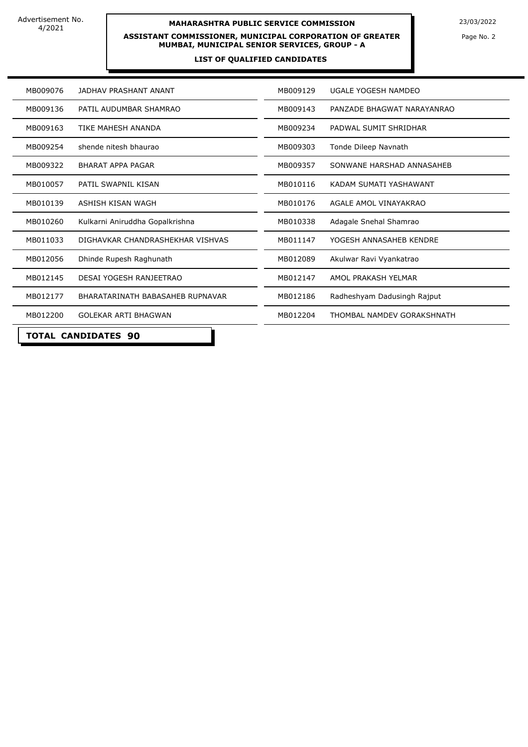| | | | |
|---|---|---|---|
| MB009076 | JADHAV PRASHANT ANANT | MB009129 | UGALE YOGESH NAMDEO |
| MB009136 | PATIL AUDUMBAR SHAMRAO | MB009143 | PANZADE BHAGWAT NARAYANRAO |
| MB009163 | TIKE MAHESH ANANDA | MB009234 | PADWAL SUMIT SHRIDHAR |
| MB009254 | shende nitesh bhaurao | MB009303 | Tonde Dileep Navnath |
| MB009322 | BHARAT APPA PAGAR | MB009357 | SONWANE HARSHAD ANNASAHEB |
| MB010057 | PATIL SWAPNIL KISAN | MB010116 | KADAM SUMATI YASHAWANT |
| MB010139 | ASHISH KISAN WAGH | MB010176 | AGALE AMOL VINAYAKRAO |
| MB010260 | Kulkarni Aniruddha Gopalkrishna | MB010338 | Adagale Snehal Shamrao |
| MB011033 | DIGHAVKAR CHANDRASHEKHAR VISHVAS | MB011147 | YOGESH ANNASAHEB KENDRE |
| MB012056 | Dhinde Rupesh Raghunath | MB012089 | Akulwar Ravi Vyankatrao |
| MB012145 | DESAI YOGESH RANJEETRAO | MB012147 | AMOL PRAKASH YELMAR |
| MB012177 | BHARATARINATH BABASAHEB RUPNAVAR | MB012186 | Radheshyam Dadusingh Rajput |
| MB012200 | GOLEKAR ARTI BHAGWAN | MB012204 | THOMBAL NAMDEV GORAKSHNATH |

**TOTAL CANDIDATES 90**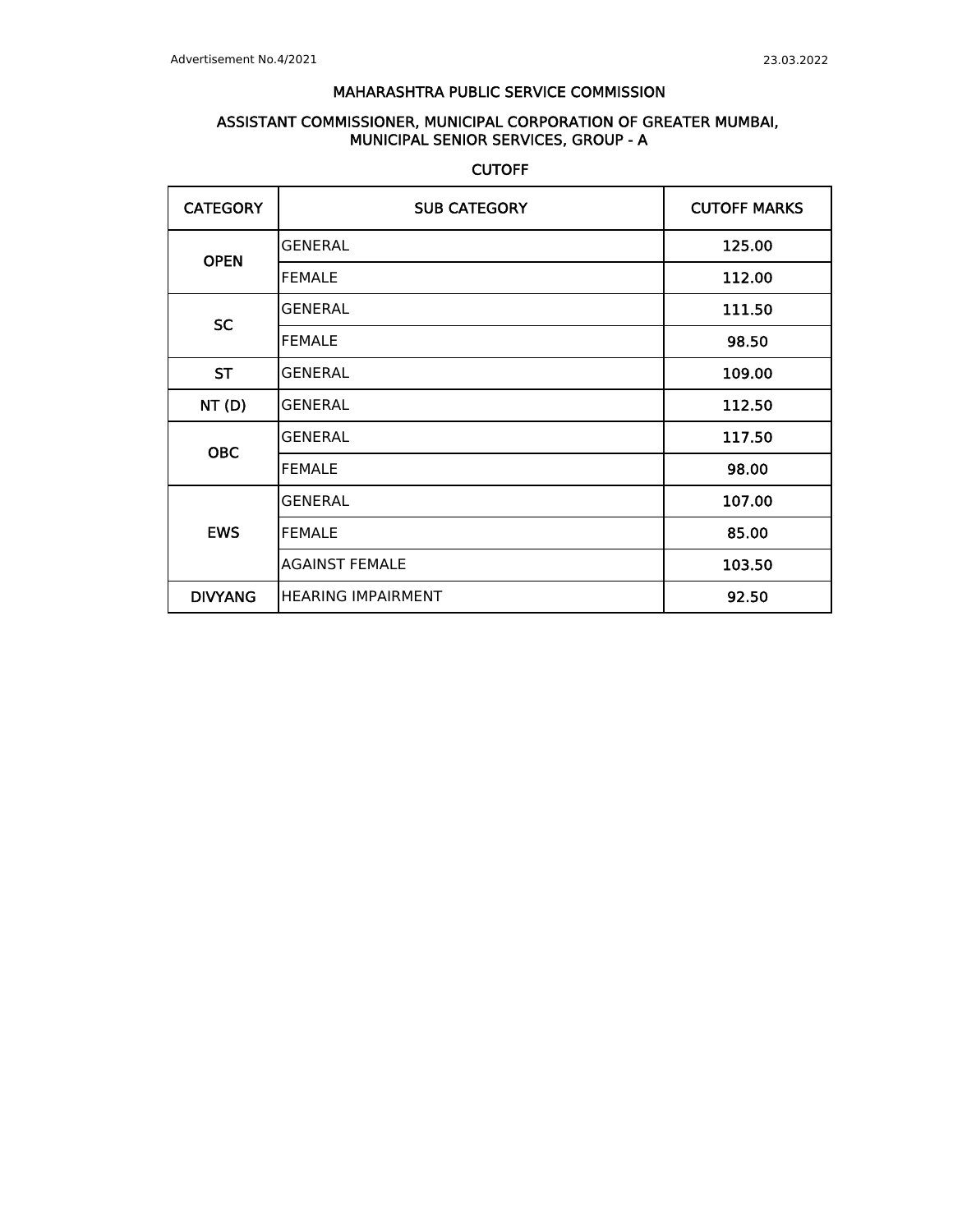Advertisement No.4/2021

23.03.2022

# MAHARASHTRA PUBLIC SERVICE COMMISSION

## ASSISTANT COMMISSIONER, MUNICIPAL CORPORATION OF GREATER MUMBAI, MUNICIPAL SENIOR SERVICES, GROUP - A

### CUTOFF

| CATEGORY | SUB CATEGORY | CUTOFF MARKS |
|---|---|---|
| OPEN | GENERAL | 125.00 |
| | FEMALE | 112.00 |
| SC | GENERAL | 111.50 |
| | FEMALE | 98.50 |
| ST | GENERAL | 109.00 |
| NT (D) | GENERAL | 112.50 |
| OBC | GENERAL | 117.50 |
| | FEMALE | 98.00 |
| EWS | GENERAL | 107.00 |
| | FEMALE | 85.00 |
| | AGAINST FEMALE | 103.50 |
| DIVYANG | HEARING IMPAIRMENT | 92.50 |